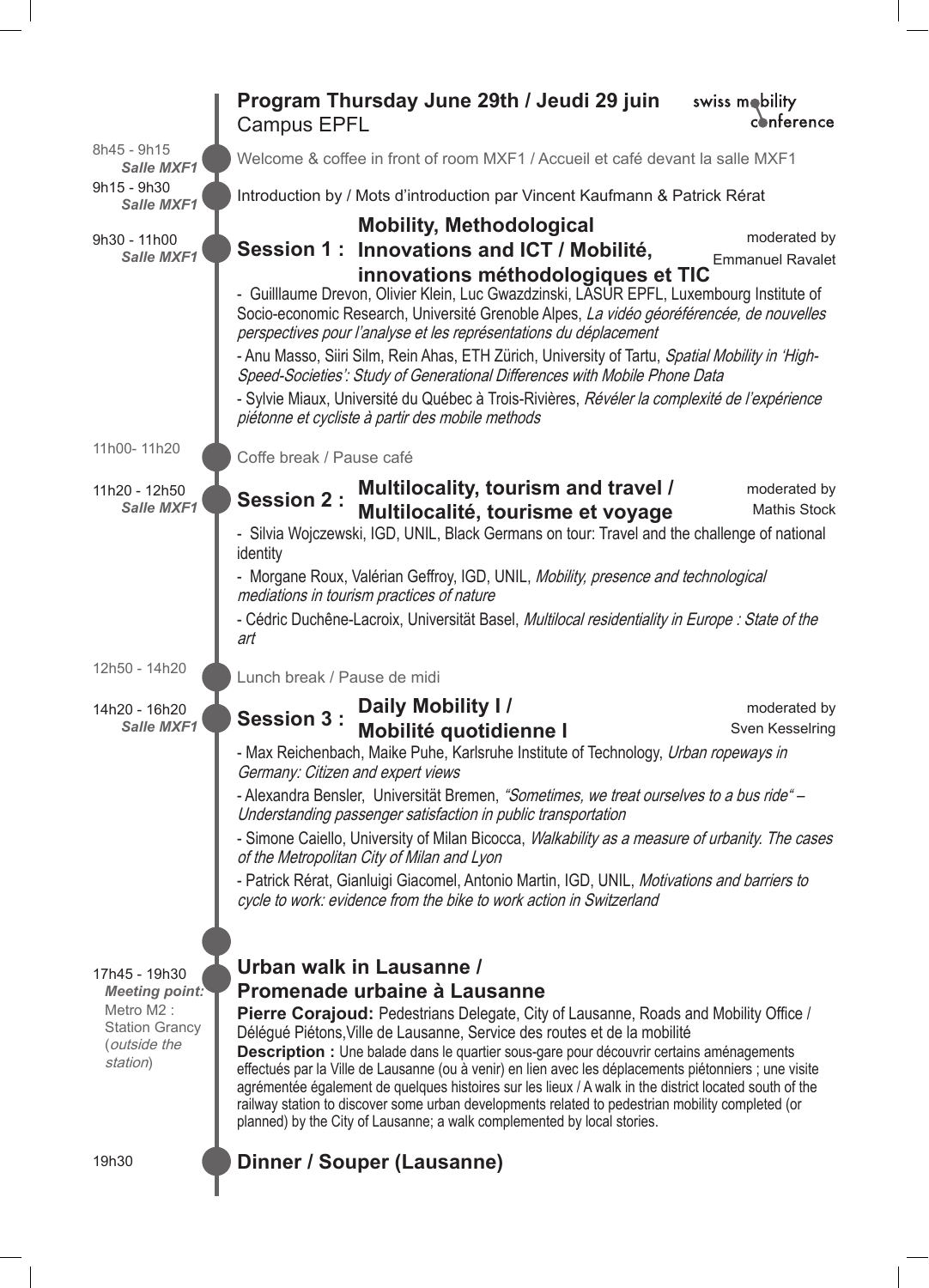# Program Thursday June 29th / Jeudi 29 juin

Campus EPFL

swiss mobility conference

**8h45 - 9h15** — *Salle MXF1*

Welcome & coffee in front of room MXF1 / Accueil et café devant la salle MXF1

**9h15 - 9h30** — *Salle MXF1*

Introduction by / Mots d'introduction par Vincent Kaufmann & Patrick Rérat

**9h30 - 11h00** — *Salle MXF1*

## Session 1 : Mobility, Methodological Innovations and ICT / Mobilité, innovations méthodologiques et TIC

moderated by Emmanuel Ravalet

- Guilllaume Drevon, Olivier Klein, Luc Gwazdzinski, LASUR EPFL, Luxembourg Institute of Socio-economic Research, Université Grenoble Alpes, *La vidéo géoréférencée, de nouvelles perspectives pour l'analyse et les représentations du déplacement*
- Anu Masso, Siiri Silm, Rein Ahas, ETH Zürich, University of Tartu, *Spatial Mobility in 'High-Speed-Societies': Study of Generational Differences with Mobile Phone Data*
- Sylvie Miaux, Université du Québec à Trois-Rivières, *Révéler la complexité de l'expérience piétonne et cycliste à partir des mobile methods*

**11h00- 11h20**

Coffe break / Pause café

**11h20 - 12h50** — *Salle MXF1*

## Session 2 : Multilocality, tourism and travel / Multilocalité, tourisme et voyage

moderated by Mathis Stock

- Silvia Wojczewski, IGD, UNIL, Black Germans on tour: Travel and the challenge of national identity
- Morgane Roux, Valérian Geffroy, IGD, UNIL, *Mobility, presence and technological mediations in tourism practices of nature*
- Cédric Duchêne-Lacroix, Universität Basel, *Multilocal residentiality in Europe : State of the art*

**12h50 - 14h20**

Lunch break / Pause de midi

**14h20 - 16h20** — *Salle MXF1*

## Session 3 : Daily Mobility I / Mobilité quotidienne I

moderated by Sven Kesselring

- Max Reichenbach, Maike Puhe, Karlsruhe Institute of Technology, *Urban ropeways in Germany: Citizen and expert views*
- Alexandra Bensler, Universität Bremen, *"Sometimes, we treat ourselves to a bus ride" – Understanding passenger satisfaction in public transportation*
- Simone Caiello, University of Milan Bicocca, *Walkability as a measure of urbanity. The cases of the Metropolitan City of Milan and Lyon*
- Patrick Rérat, Gianluigi Giacomel, Antonio Martin, IGD, UNIL, *Motivations and barriers to cycle to work: evidence from the bike to work action in Switzerland*

**17h45 - 19h30** — *Meeting point:* Metro M2 : Station Grancy (*outside the station*)

## Urban walk in Lausanne / Promenade urbaine à Lausanne

**Pierre Corajoud:** Pedestrians Delegate, City of Lausanne, Roads and Mobility Office / Délégué Piétons,Ville de Lausanne, Service des routes et de la mobilité

**Description :** Une balade dans le quartier sous-gare pour découvrir certains aménagements effectués par la Ville de Lausanne (ou à venir) en lien avec les déplacements piétonniers ; une visite agrémentée également de quelques histoires sur les lieux / A walk in the district located south of the railway station to discover some urban developments related to pedestrian mobility completed (or planned) by the City of Lausanne; a walk complemented by local stories.

**19h30**

## Dinner / Souper (Lausanne)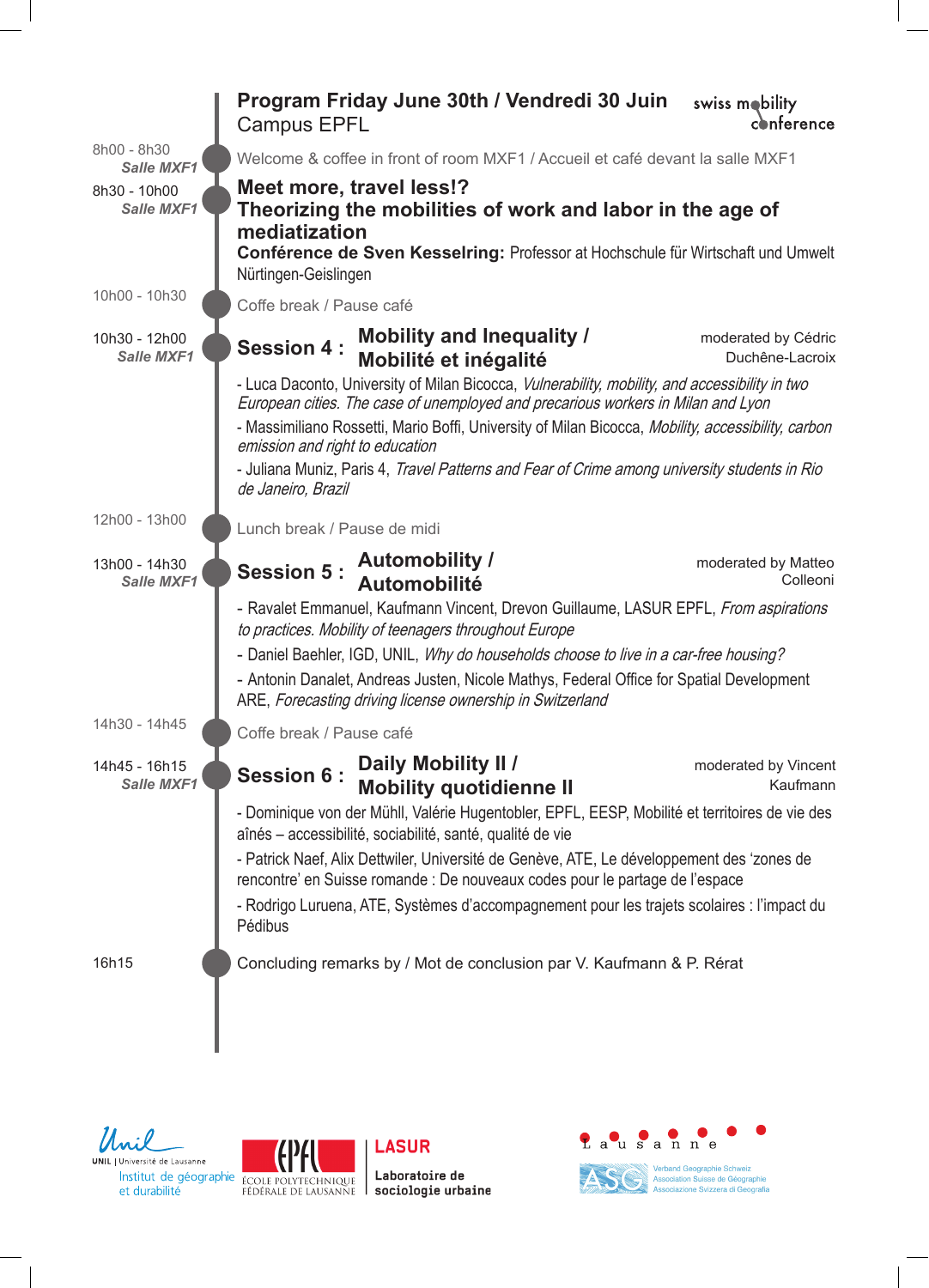# Program Friday June 30th / Vendredi 30 Juin

Campus EPFL

swiss mobility conference

**8h00 - 8h30** — *Salle MXF1*

Welcome & coffee in front of room MXF1 / Accueil et café devant la salle MXF1

**8h30 - 10h00** — *Salle MXF1*

**Meet more, travel less!?**
**Theorizing the mobilities of work and labor in the age of mediatization**

**Conférence de Sven Kesselring:** Professor at Hochschule für Wirtschaft und Umwelt Nürtingen-Geislingen

**10h00 - 10h30**

Coffe break / Pause café

**10h30 - 12h00** — *Salle MXF1*

## Session 4 : Mobility and Inequality / Mobilité et inégalité

moderated by Cédric Duchêne-Lacroix

- Luca Dacontо, University of Milan Bicocca, *Vulnerability, mobility, and accessibility in two European cities. The case of unemployed and precarious workers in Milan and Lyon*
- Massimiliano Rossetti, Mario Boffi, University of Milan Bicocca, *Mobility, accessibility, carbon emission and right to education*
- Juliana Muniz, Paris 4, *Travel Patterns and Fear of Crime among university students in Rio de Janeiro, Brazil*

**12h00 - 13h00**

Lunch break / Pause de midi

**13h00 - 14h30** — *Salle MXF1*

## Session 5 : Automobility / Automobilité

moderated by Matteo Colleoni

- Ravalet Emmanuel, Kaufmann Vincent, Drevon Guillaume, LASUR EPFL, *From aspirations to practices. Mobility of teenagers throughout Europe*
- Daniel Baehler, IGD, UNIL, *Why do households choose to live in a car-free housing?*
- Antonin Danalet, Andreas Justen, Nicole Mathys, Federal Office for Spatial Development ARE, *Forecasting driving license ownership in Switzerland*

**14h30 - 14h45**

Coffe break / Pause café

**14h45 - 16h15** — *Salle MXF1*

## Session 6 : Daily Mobility II / Mobility quotidienne II

moderated by Vincent Kaufmann

- Dominique von der Mühll, Valérie Hugentobler, EPFL, EESP, Mobilité et territoires de vie des aînés – accessibilité, sociabilité, santé, qualité de vie
- Patrick Naef, Alix Dettwiler, Université de Genève, ATE, Le développement des ‘zones de rencontre’ en Suisse romande : De nouveaux codes pour le partage de l’espace
- Rodrigo Luruena, ATE, Systèmes d’accompagnement pour les trajets scolaires : l’impact du Pédibus

**16h15**

Concluding remarks by / Mot de conclusion par V. Kaufmann & P. Rérat

UNIL | Université de Lausanne — Institut de géographie et durabilité
ÉCOLE POLYTECHNIQUE FÉDÉRALE DE LAUSANNE
LASUR — Laboratoire de sociologie urbaine
Lausanne
ASG — Verband Geographie Schweiz / Association Suisse de Géographie / Associazione Svizzera di Geografia